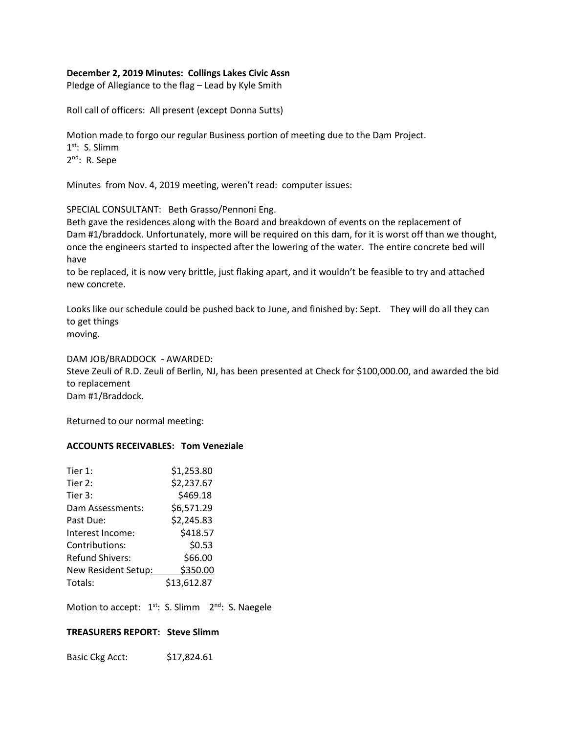**December 2, 2019 Minutes: Collings Lakes Civic Assn**

Pledge of Allegiance to the flag – Lead by Kyle Smith

Roll call of officers: All present (except Donna Sutts)

Motion made to forgo our regular Business portion of meeting due to the Dam Project.
1st: S. Slimm
2nd: R. Sepe

Minutes from Nov. 4, 2019 meeting, weren't read: computer issues:

SPECIAL CONSULTANT: Beth Grasso/Pennoni Eng.
Beth gave the residences along with the Board and breakdown of events on the replacement of Dam #1/braddock. Unfortunately, more will be required on this dam, for it is worst off than we thought, once the engineers started to inspected after the lowering of the water. The entire concrete bed will have
to be replaced, it is now very brittle, just flaking apart, and it wouldn't be feasible to try and attached new concrete.

Looks like our schedule could be pushed back to June, and finished by: Sept. They will do all they can to get things
moving.

DAM JOB/BRADDOCK - AWARDED:
Steve Zeuli of R.D. Zeuli of Berlin, NJ, has been presented at Check for $100,000.00, and awarded the bid to replacement
Dam #1/Braddock.

Returned to our normal meeting:

**ACCOUNTS RECEIVABLES: Tom Veneziale**

| | |
|---|---|
| Tier 1: | $1,253.80 |
| Tier 2: | $2,237.67 |
| Tier 3: | $469.18 |
| Dam Assessments: | $6,571.29 |
| Past Due: | $2,245.83 |
| Interest Income: | $418.57 |
| Contributions: | $0.53 |
| Refund Shivers: | $66.00 |
| New Resident Setup: | $350.00 |
| Totals: | $13,612.87 |

Motion to accept: 1st: S. Slimm 2nd: S. Naegele

**TREASURERS REPORT: Steve Slimm**

Basic Ckg Acct: $17,824.61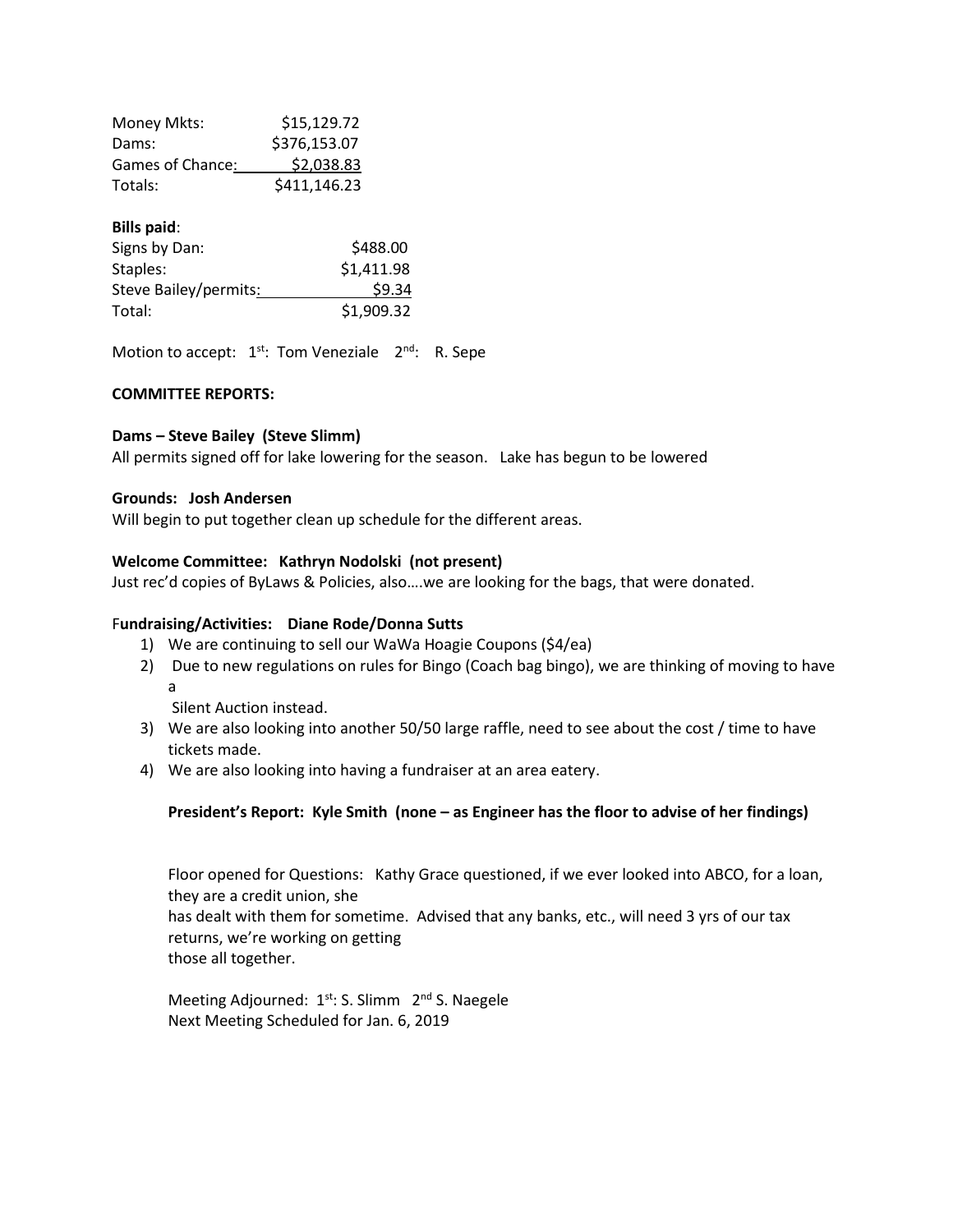| | |
|---|---|
| Money Mkts: | $15,129.72 |
| Dams: | $376,153.07 |
| Games of Chance: | $2,038.83 |
| Totals: | $411,146.23 |

**Bills paid**:

| | |
|---|---|
| Signs by Dan: | $488.00 |
| Staples: | $1,411.98 |
| Steve Bailey/permits: | $9.34 |
| Total: | $1,909.32 |

Motion to accept: 1st: Tom Veneziale 2nd: R. Sepe

**COMMITTEE REPORTS:**

**Dams – Steve Bailey (Steve Slimm)**

All permits signed off for lake lowering for the season. Lake has begun to be lowered

**Grounds: Josh Andersen**

Will begin to put together clean up schedule for the different areas.

**Welcome Committee: Kathryn Nodolski (not present)**

Just rec'd copies of ByLaws & Policies, also….we are looking for the bags, that were donated.

F**undraising/Activities: Diane Rode/Donna Sutts**

1) We are continuing to sell our WaWa Hoagie Coupons ($4/ea)
2) Due to new regulations on rules for Bingo (Coach bag bingo), we are thinking of moving to have a
   Silent Auction instead.
3) We are also looking into another 50/50 large raffle, need to see about the cost / time to have tickets made.
4) We are also looking into having a fundraiser at an area eatery.

**President's Report: Kyle Smith (none – as Engineer has the floor to advise of her findings)**

Floor opened for Questions: Kathy Grace questioned, if we ever looked into ABCO, for a loan, they are a credit union, she
has dealt with them for sometime. Advised that any banks, etc., will need 3 yrs of our tax returns, we're working on getting
those all together.

Meeting Adjourned: 1st: S. Slimm 2nd S. Naegele
Next Meeting Scheduled for Jan. 6, 2019